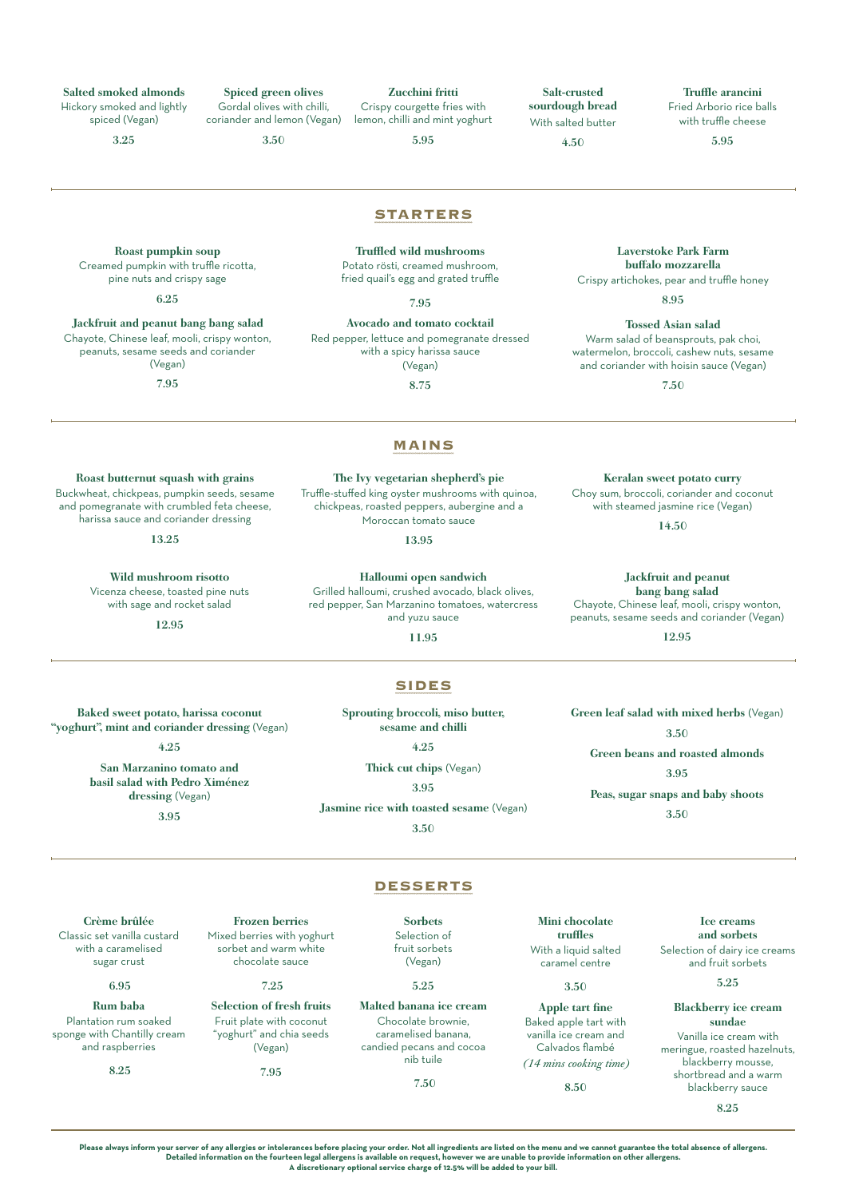**Salted smoked almonds**
Hickory smoked and lightly spiced (Vegan)
3.25

**Spiced green olives**
Gordal olives with chilli, coriander and lemon (Vegan)
3.50

**Zucchini fritti**
Crispy courgette fries with lemon, chilli and mint yoghurt
5.95

**Salt-crusted sourdough bread**
With salted butter
4.50

**Truffle arancini**
Fried Arborio rice balls with truffle cheese
5.95

## STARTERS

**Roast pumpkin soup**
Creamed pumpkin with truffle ricotta, pine nuts and crispy sage
6.25

**Jackfruit and peanut bang bang salad**
Chayote, Chinese leaf, mooli, crispy wonton, peanuts, sesame seeds and coriander (Vegan)
7.95

**Truffled wild mushrooms**
Potato rösti, creamed mushroom, fried quail's egg and grated truffle
7.95

**Avocado and tomato cocktail**
Red pepper, lettuce and pomegranate dressed with a spicy harissa sauce (Vegan)
8.75

**Laverstoke Park Farm buffalo mozzarella**
Crispy artichokes, pear and truffle honey
8.95

**Tossed Asian salad**
Warm salad of beansprouts, pak choi, watermelon, broccoli, cashew nuts, sesame and coriander with hoisin sauce (Vegan)
7.50

## MAINS

**Roast butternut squash with grains**
Buckwheat, chickpeas, pumpkin seeds, sesame and pomegranate with crumbled feta cheese, harissa sauce and coriander dressing
13.25

**Wild mushroom risotto**
Vicenza cheese, toasted pine nuts with sage and rocket salad
12.95

**The Ivy vegetarian shepherd's pie**
Truffle-stuffed king oyster mushrooms with quinoa, chickpeas, roasted peppers, aubergine and a Moroccan tomato sauce
13.95

**Halloumi open sandwich**
Grilled halloumi, crushed avocado, black olives, red pepper, San Marzanino tomatoes, watercress and yuzu sauce
11.95

**Keralan sweet potato curry**
Choy sum, broccoli, coriander and coconut with steamed jasmine rice (Vegan)
14.50

**Jackfruit and peanut bang bang salad**
Chayote, Chinese leaf, mooli, crispy wonton, peanuts, sesame seeds and coriander (Vegan)
12.95

## SIDES

**Baked sweet potato, harissa coconut "yoghurt", mint and coriander dressing** (Vegan)
4.25

**San Marzanino tomato and basil salad with Pedro Ximénez dressing** (Vegan)
3.95

**Sprouting broccoli, miso butter, sesame and chilli**
4.25

**Thick cut chips** (Vegan)
3.95

**Jasmine rice with toasted sesame** (Vegan)
3.50

**Green leaf salad with mixed herbs** (Vegan)
3.50

**Green beans and roasted almonds**
3.95

**Peas, sugar snaps and baby shoots**
3.50

## DESSERTS

**Crème brûlée**
Classic set vanilla custard with a caramelised sugar crust
6.95

**Rum baba**
Plantation rum soaked sponge with Chantilly cream and raspberries
8.25

**Frozen berries**
Mixed berries with yoghurt sorbet and warm white chocolate sauce
7.25

**Selection of fresh fruits**
Fruit plate with coconut "yoghurt" and chia seeds (Vegan)
7.95

**Sorbets**
Selection of fruit sorbets (Vegan)
5.25

**Malted banana ice cream**
Chocolate brownie, caramelised banana, candied pecans and cocoa nib tuile
7.50

**Mini chocolate truffles**
With a liquid salted caramel centre
3.50

**Apple tart fine**
Baked apple tart with vanilla ice cream and Calvados flambé
*(14 mins cooking time)*
8.50

**Ice creams and sorbets**
Selection of dairy ice creams and fruit sorbets
5.25

**Blackberry ice cream sundae**
Vanilla ice cream with meringue, roasted hazelnuts, blackberry mousse, shortbread and a warm blackberry sauce
8.25

**Please always inform your server of any allergies or intolerances before placing your order. Not all ingredients are listed on the menu and we cannot guarantee the total absence of allergens. Detailed information on the fourteen legal allergens is available on request, however we are unable to provide information on other allergens. A discretionary optional service charge of 12.5% will be added to your bill.**